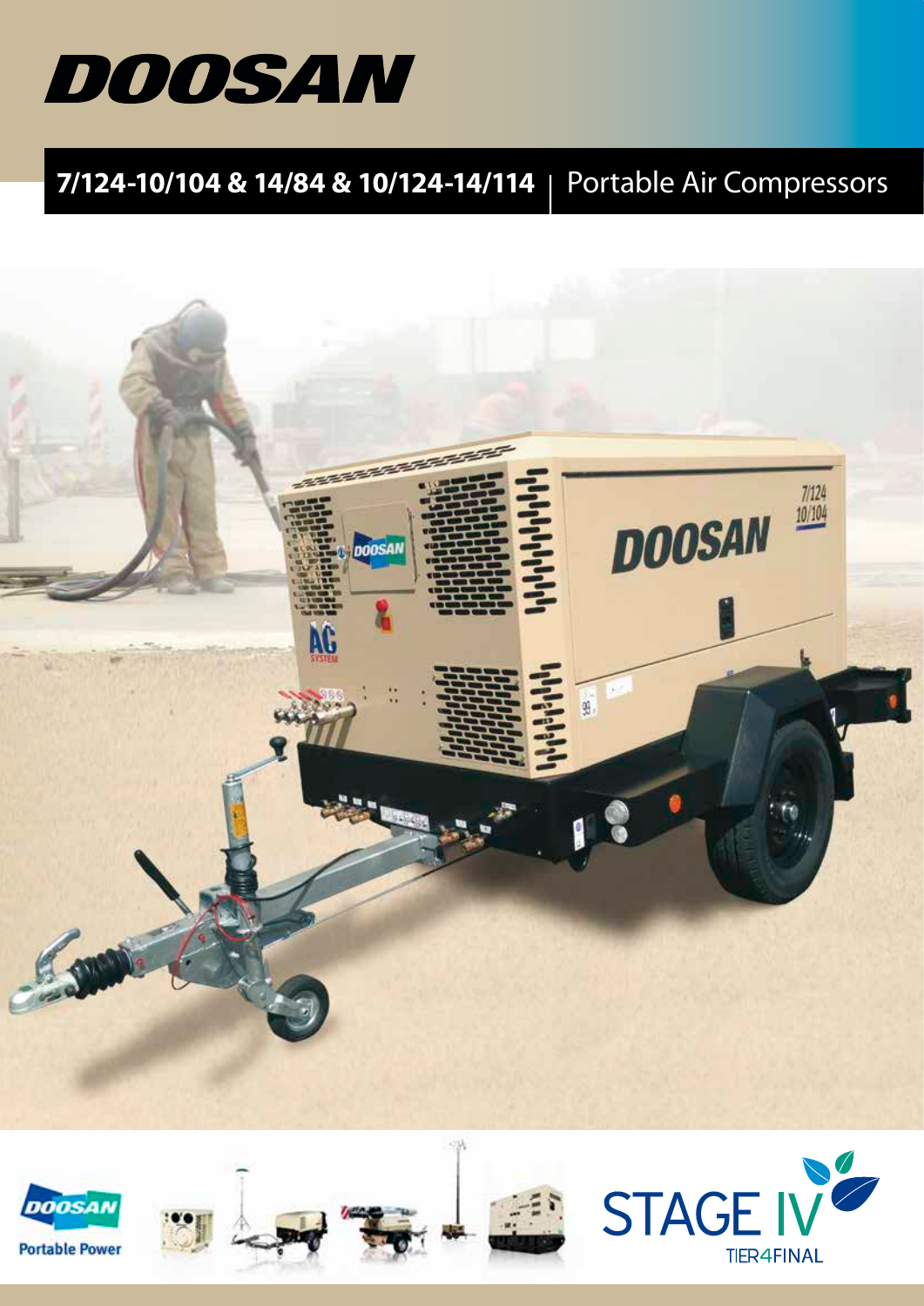# DOOSAN

## 7/124-10/104 & 14/84 & 10/124-14/114 | Portable Air Compressors

DOOSAN Portable Power

STAGE IV TIER4FINAL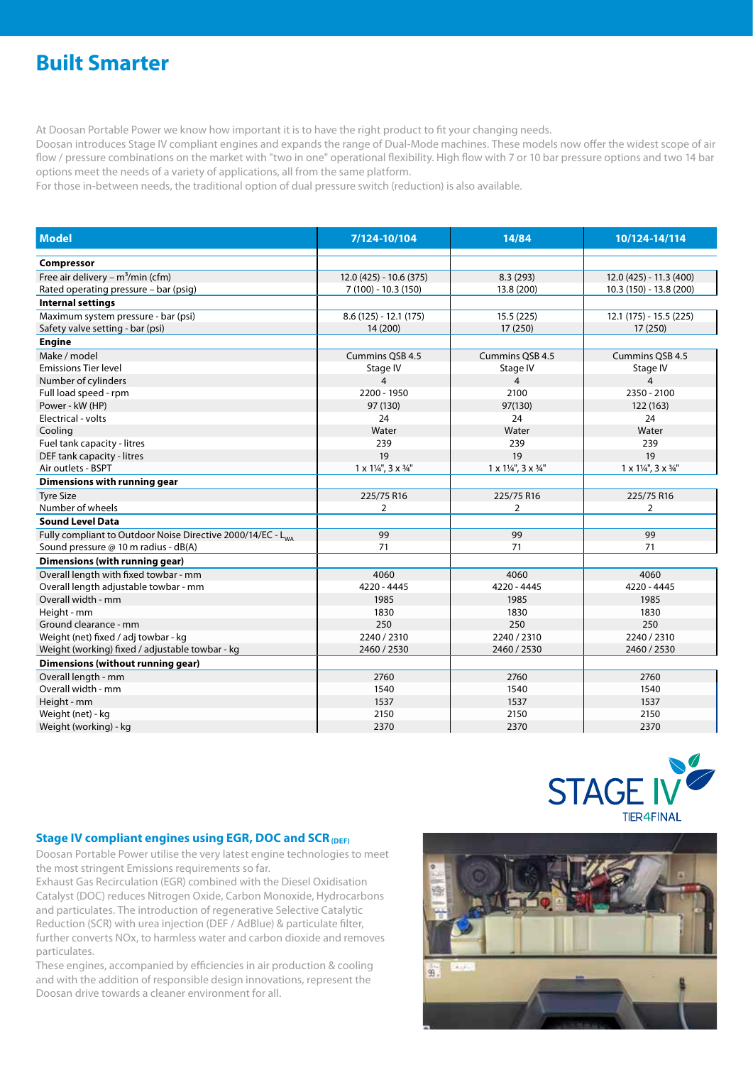# Built Smarter

At Doosan Portable Power we know how important it is to have the right product to fit your changing needs.
Doosan introduces Stage IV compliant engines and expands the range of Dual-Mode machines. These models now offer the widest scope of air flow / pressure combinations on the market with "two in one" operational flexibility. High flow with 7 or 10 bar pressure options and two 14 bar options meet the needs of a variety of applications, all from the same platform.
For those in-between needs, the traditional option of dual pressure switch (reduction) is also available.

| Model | 7/124-10/104 | 14/84 | 10/124-14/114 |
|---|---|---|---|
| **Compressor** | | | |
| Free air delivery – $m^3$/min (cfm) | 12.0 (425) - 10.6 (375) | 8.3 (293) | 12.0 (425) - 11.3 (400) |
| Rated operating pressure – bar (psig) | 7 (100) - 10.3 (150) | 13.8 (200) | 10.3 (150) - 13.8 (200) |
| **Internal settings** | | | |
| Maximum system pressure - bar (psi) | 8.6 (125) - 12.1 (175) | 15.5 (225) | 12.1 (175) - 15.5 (225) |
| Safety valve setting - bar (psi) | 14 (200) | 17 (250) | 17 (250) |
| **Engine** | | | |
| Make / model | Cummins QSB 4.5 | Cummins QSB 4.5 | Cummins QSB 4.5 |
| Emissions Tier level | Stage IV | Stage IV | Stage IV |
| Number of cylinders | 4 | 4 | 4 |
| Full load speed - rpm | 2200 - 1950 | 2100 | 2350 - 2100 |
| Power - kW (HP) | 97 (130) | 97(130) | 122 (163) |
| Electrical - volts | 24 | 24 | 24 |
| Cooling | Water | Water | Water |
| Fuel tank capacity - litres | 239 | 239 | 239 |
| DEF tank capacity - litres | 19 | 19 | 19 |
| Air outlets - BSPT | 1 x 1¼", 3 x ¾" | 1 x 1¼", 3 x ¾" | 1 x 1¼", 3 x ¾" |
| **Dimensions with running gear** | | | |
| Tyre Size | 225/75 R16 | 225/75 R16 | 225/75 R16 |
| Number of wheels | 2 | 2 | 2 |
| **Sound Level Data** | | | |
| Fully compliant to Outdoor Noise Directive 2000/14/EC - $L_{WA}$ | 99 | 99 | 99 |
| Sound pressure @ 10 m radius - dB(A) | 71 | 71 | 71 |
| **Dimensions (with running gear)** | | | |
| Overall length with fixed towbar - mm | 4060 | 4060 | 4060 |
| Overall length adjustable towbar - mm | 4220 - 4445 | 4220 - 4445 | 4220 - 4445 |
| Overall width - mm | 1985 | 1985 | 1985 |
| Height - mm | 1830 | 1830 | 1830 |
| Ground clearance - mm | 250 | 250 | 250 |
| Weight (net) fixed / adj towbar - kg | 2240 / 2310 | 2240 / 2310 | 2240 / 2310 |
| Weight (working) fixed / adjustable towbar - kg | 2460 / 2530 | 2460 / 2530 | 2460 / 2530 |
| **Dimensions (without running gear)** | | | |
| Overall length - mm | 2760 | 2760 | 2760 |
| Overall width - mm | 1540 | 1540 | 1540 |
| Height - mm | 1537 | 1537 | 1537 |
| Weight (net) - kg | 2150 | 2150 | 2150 |
| Weight (working) - kg | 2370 | 2370 | 2370 |

STAGE IV
TIER4FINAL

## Stage IV compliant engines using EGR, DOC and SCR (DEF)

Doosan Portable Power utilise the very latest engine technologies to meet the most stringent Emissions requirements so far.
Exhaust Gas Recirculation (EGR) combined with the Diesel Oxidisation Catalyst (DOC) reduces Nitrogen Oxide, Carbon Monoxide, Hydrocarbons and particulates. The introduction of regenerative Selective Catalytic Reduction (SCR) with urea injection (DEF / AdBlue) & particulate filter, further converts NOx, to harmless water and carbon dioxide and removes particulates.
These engines, accompanied by efficiencies in air production & cooling and with the addition of responsible design innovations, represent the Doosan drive towards a cleaner environment for all.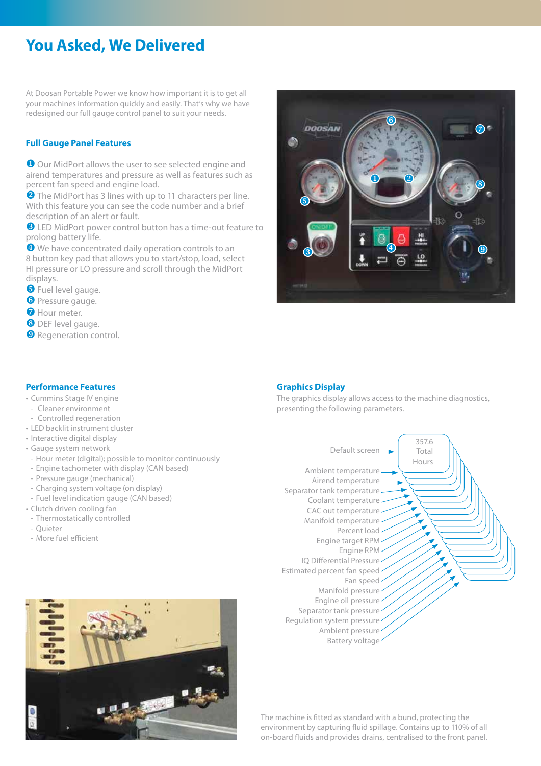# You Asked, We Delivered

At Doosan Portable Power we know how important it is to get all your machines information quickly and easily. That's why we have redesigned our full gauge control panel to suit your needs.

## Full Gauge Panel Features

1. Our MidPort allows the user to see selected engine and airend temperatures and pressure as well as features such as percent fan speed and engine load.
2. The MidPort has 3 lines with up to 11 characters per line. With this feature you can see the code number and a brief description of an alert or fault.
3. LED MidPort power control button has a time-out feature to prolong battery life.
4. We have concentrated daily operation controls to an 8 button key pad that allows you to start/stop, load, select HI pressure or LO pressure and scroll through the MidPort displays.
5. Fuel level gauge.
6. Pressure gauge.
7. Hour meter.
8. DEF level gauge.
9. Regeneration control.

## Performance Features

- Cummins Stage IV engine
  - Cleaner environment
  - Controlled regeneration
- LED backlit instrument cluster
- Interactive digital display
- Gauge system network
  - Hour meter (digital); possible to monitor continuously
  - Engine tachometer with display (CAN based)
  - Pressure gauge (mechanical)
  - Charging system voltage (on display)
  - Fuel level indication gauge (CAN based)
- Clutch driven cooling fan
  - Thermostatically controlled
  - Quieter
  - More fuel efficient

## Graphics Display

The graphics display allows access to the machine diagnostics, presenting the following parameters.

- Default screen → 357.6 Total Hours
- Ambient temperature
- Airend temperature
- Separator tank temperature
- Coolant temperature
- CAC out temperature
- Manifold temperature
- Percent load
- Engine target RPM
- Engine RPM
- IQ Differential Pressure
- Estimated percent fan speed
- Fan speed
- Manifold pressure
- Engine oil pressure
- Separator tank pressure
- Regulation system pressure
- Ambient pressure
- Battery voltage

The machine is fitted as standard with a bund, protecting the environment by capturing fluid spillage. Contains up to 110% of all on-board fluids and provides drains, centralised to the front panel.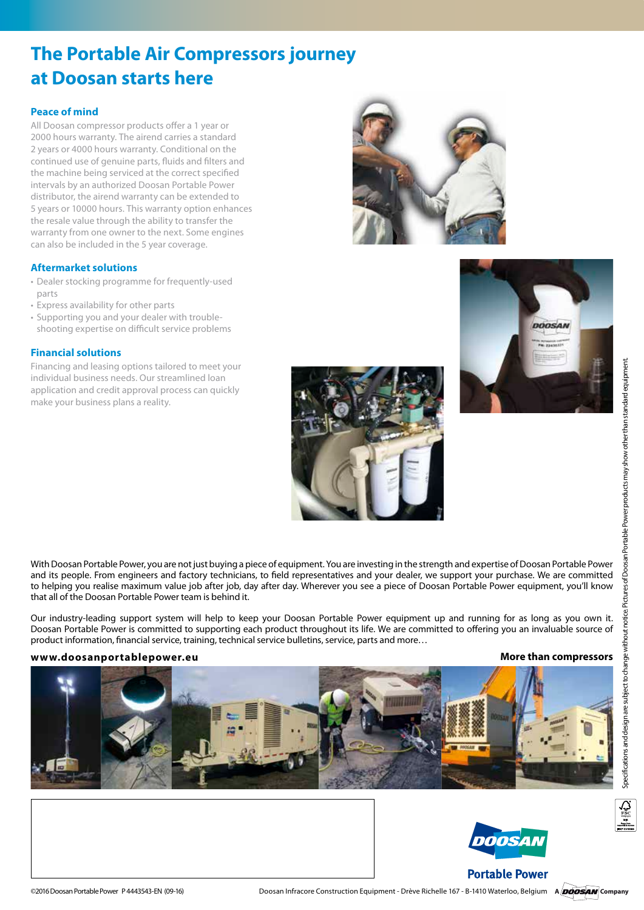# The Portable Air Compressors journey at Doosan starts here

## Peace of mind

All Doosan compressor products offer a 1 year or 2000 hours warranty. The airend carries a standard 2 years or 4000 hours warranty. Conditional on the continued use of genuine parts, fluids and filters and the machine being serviced at the correct specified intervals by an authorized Doosan Portable Power distributor, the airend warranty can be extended to 5 years or 10000 hours. This warranty option enhances the resale value through the ability to transfer the warranty from one owner to the next. Some engines can also be included in the 5 year coverage.

## Aftermarket solutions

- Dealer stocking programme for frequently-used parts
- Express availability for other parts
- Supporting you and your dealer with trouble-shooting expertise on difficult service problems

## Financial solutions

Financing and leasing options tailored to meet your individual business needs. Our streamlined loan application and credit approval process can quickly make your business plans a reality.

With Doosan Portable Power, you are not just buying a piece of equipment. You are investing in the strength and expertise of Doosan Portable Power and its people. From engineers and factory technicians, to field representatives and your dealer, we support your purchase. We are committed to helping you realise maximum value job after job, day after day. Wherever you see a piece of Doosan Portable Power equipment, you'll know that all of the Doosan Portable Power team is behind it.

Our industry-leading support system will help to keep your Doosan Portable Power equipment up and running for as long as you own it. Doosan Portable Power is committed to supporting each product throughout its life. We are committed to offering you an invaluable source of product information, financial service, training, technical service bulletins, service, parts and more…

**www.doosanportablepower.eu**

**More than compressors**

Specifications and design are subject to change without notice. Pictures of Doosan Portable Power products may show other than standard equipment.

DOOSAN Portable Power

©2016 Doosan Portable Power P 4443543-EN (09-16)

Doosan Infracore Construction Equipment - Drève Richelle 167 - B-1410 Waterloo, Belgium

A DOOSAN Company